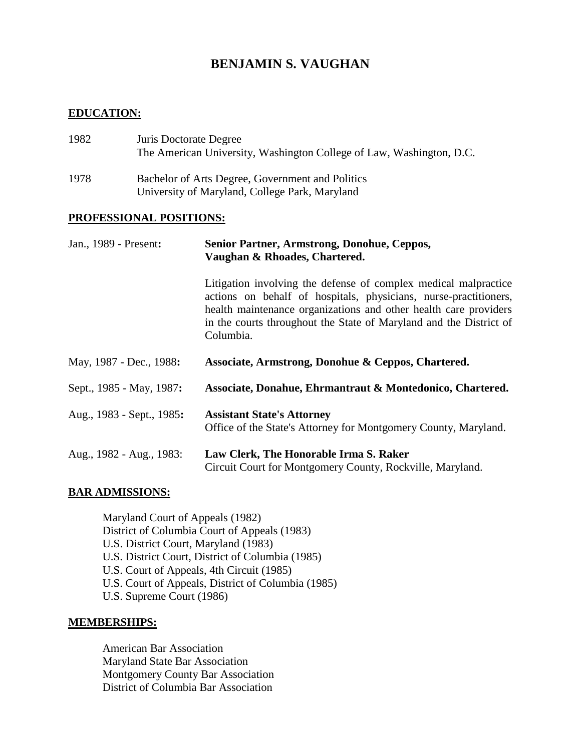# BENJAMIN S. VAUGHAN

## EDUCATION:

1982 Juris Doctorate Degree
The American University, Washington College of Law, Washington, D.C.

1978 Bachelor of Arts Degree, Government and Politics
University of Maryland, College Park, Maryland

## PROFESSIONAL POSITIONS:

Jan., 1989 - Present: **Senior Partner, Armstrong, Donohue, Ceppos, Vaughan & Rhoades, Chartered.**

Litigation involving the defense of complex medical malpractice actions on behalf of hospitals, physicians, nurse-practitioners, health maintenance organizations and other health care providers in the courts throughout the State of Maryland and the District of Columbia.

May, 1987 - Dec., 1988: **Associate, Armstrong, Donohue & Ceppos, Chartered.**

Sept., 1985 - May, 1987: **Associate, Donahue, Ehrmantraut & Montedonico, Chartered.**

Aug., 1983 - Sept., 1985: **Assistant State's Attorney**
Office of the State's Attorney for Montgomery County, Maryland.

Aug., 1982 - Aug., 1983: **Law Clerk, The Honorable Irma S. Raker**
Circuit Court for Montgomery County, Rockville, Maryland.

## BAR ADMISSIONS:

Maryland Court of Appeals (1982)
District of Columbia Court of Appeals (1983)
U.S. District Court, Maryland (1983)
U.S. District Court, District of Columbia (1985)
U.S. Court of Appeals, 4th Circuit (1985)
U.S. Court of Appeals, District of Columbia (1985)
U.S. Supreme Court (1986)

## MEMBERSHIPS:

American Bar Association
Maryland State Bar Association
Montgomery County Bar Association
District of Columbia Bar Association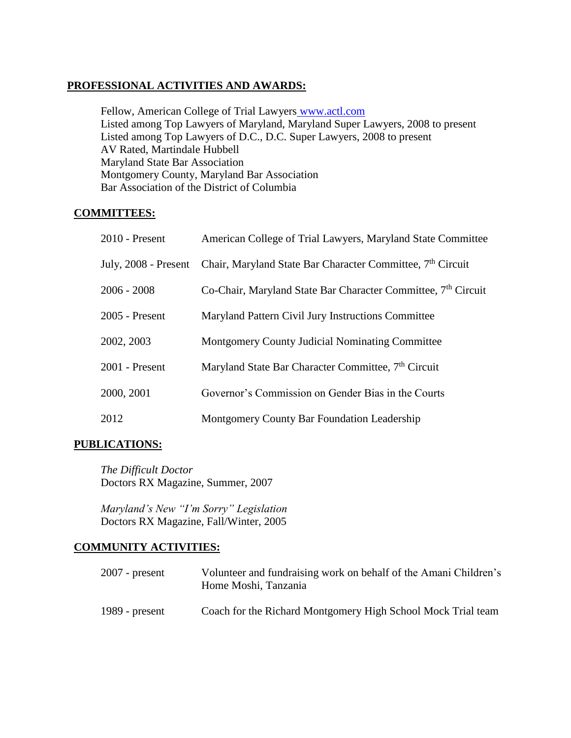## PROFESSIONAL ACTIVITIES AND AWARDS:

Fellow, American College of Trial Lawyers www.actl.com
Listed among Top Lawyers of Maryland, Maryland Super Lawyers, 2008 to present
Listed among Top Lawyers of D.C., D.C. Super Lawyers, 2008 to present
AV Rated, Martindale Hubbell
Maryland State Bar Association
Montgomery County, Maryland Bar Association
Bar Association of the District of Columbia

## COMMITTEES:

| | |
|---|---|
| 2010 - Present | American College of Trial Lawyers, Maryland State Committee |
| July, 2008 - Present | Chair, Maryland State Bar Character Committee, 7th Circuit |
| 2006 - 2008 | Co-Chair, Maryland State Bar Character Committee, 7th Circuit |
| 2005 - Present | Maryland Pattern Civil Jury Instructions Committee |
| 2002, 2003 | Montgomery County Judicial Nominating Committee |
| 2001 - Present | Maryland State Bar Character Committee, 7th Circuit |
| 2000, 2001 | Governor's Commission on Gender Bias in the Courts |
| 2012 | Montgomery County Bar Foundation Leadership |

## PUBLICATIONS:

*The Difficult Doctor*
Doctors RX Magazine, Summer, 2007

*Maryland's New "I'm Sorry" Legislation*
Doctors RX Magazine, Fall/Winter, 2005

## COMMUNITY ACTIVITIES:

| | |
|---|---|
| 2007 - present | Volunteer and fundraising work on behalf of the Amani Children's Home Moshi, Tanzania |
| 1989 - present | Coach for the Richard Montgomery High School Mock Trial team |